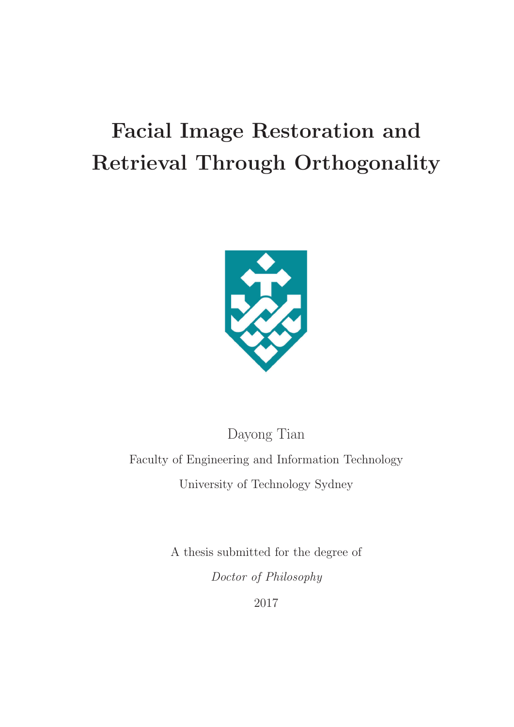# Facial Image Restoration and Retrieval Through Orthogonality

Dayong Tian

Faculty of Engineering and Information Technology

University of Technology Sydney

A thesis submitted for the degree of

*Doctor of Philosophy*

2017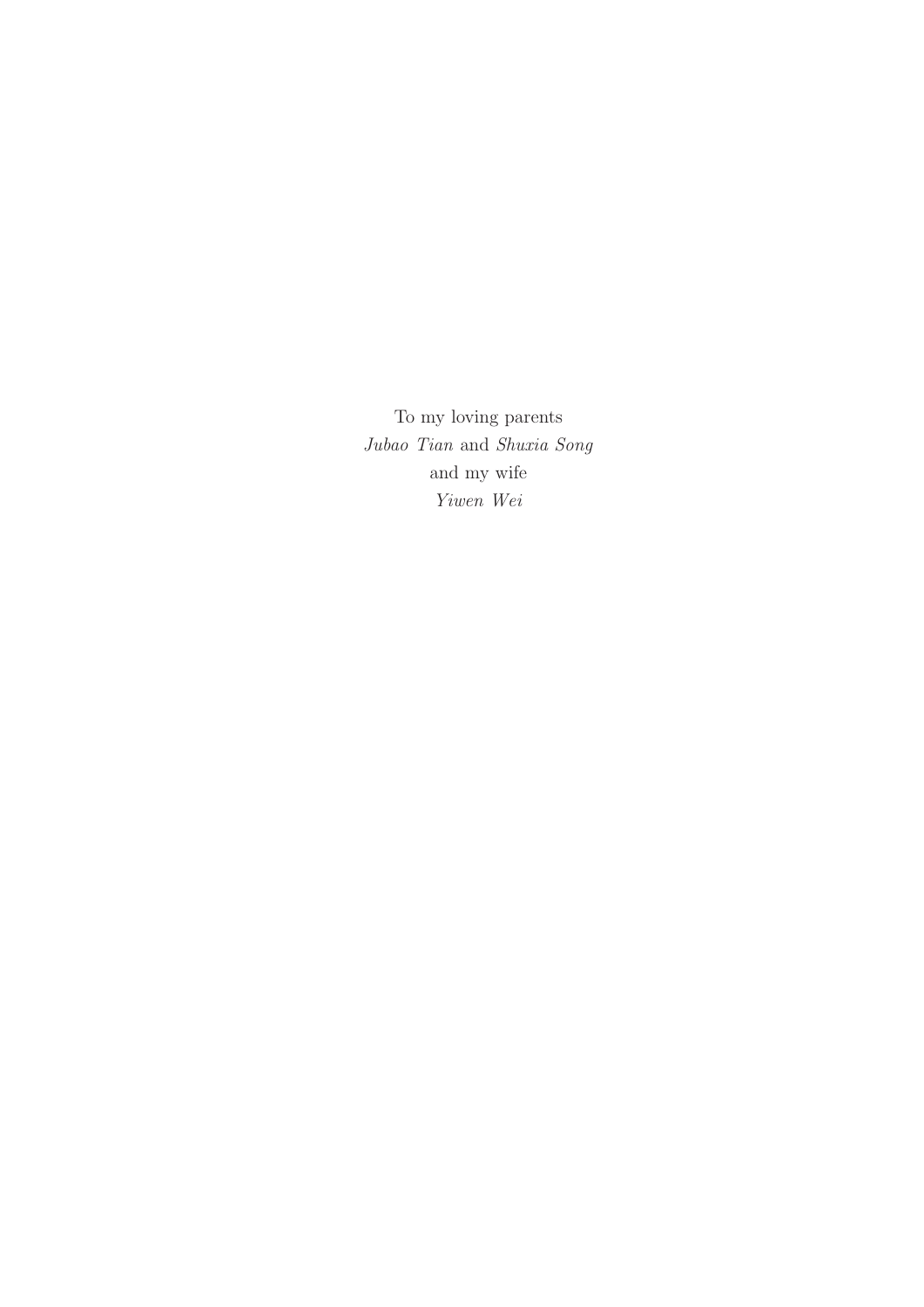To my loving parents
*Jubao Tian* and *Shuxia Song*
and my wife
*Yiwen Wei*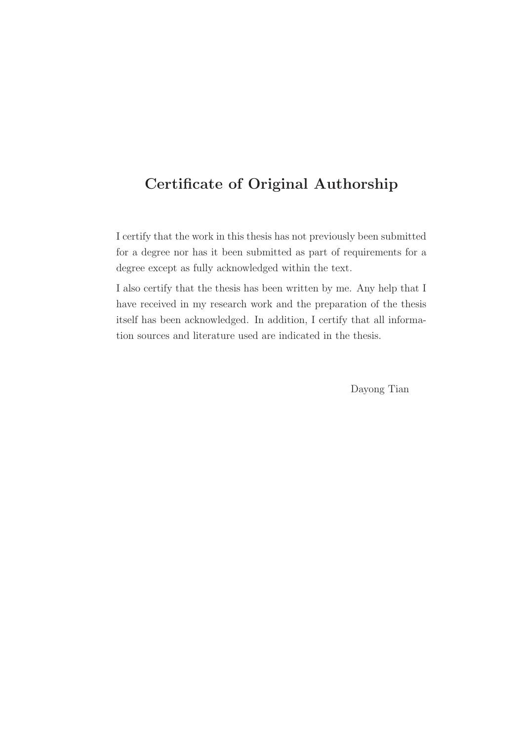# Certificate of Original Authorship

I certify that the work in this thesis has not previously been submitted for a degree nor has it been submitted as part of requirements for a degree except as fully acknowledged within the text.

I also certify that the thesis has been written by me. Any help that I have received in my research work and the preparation of the thesis itself has been acknowledged. In addition, I certify that all information sources and literature used are indicated in the thesis.

Dayong Tian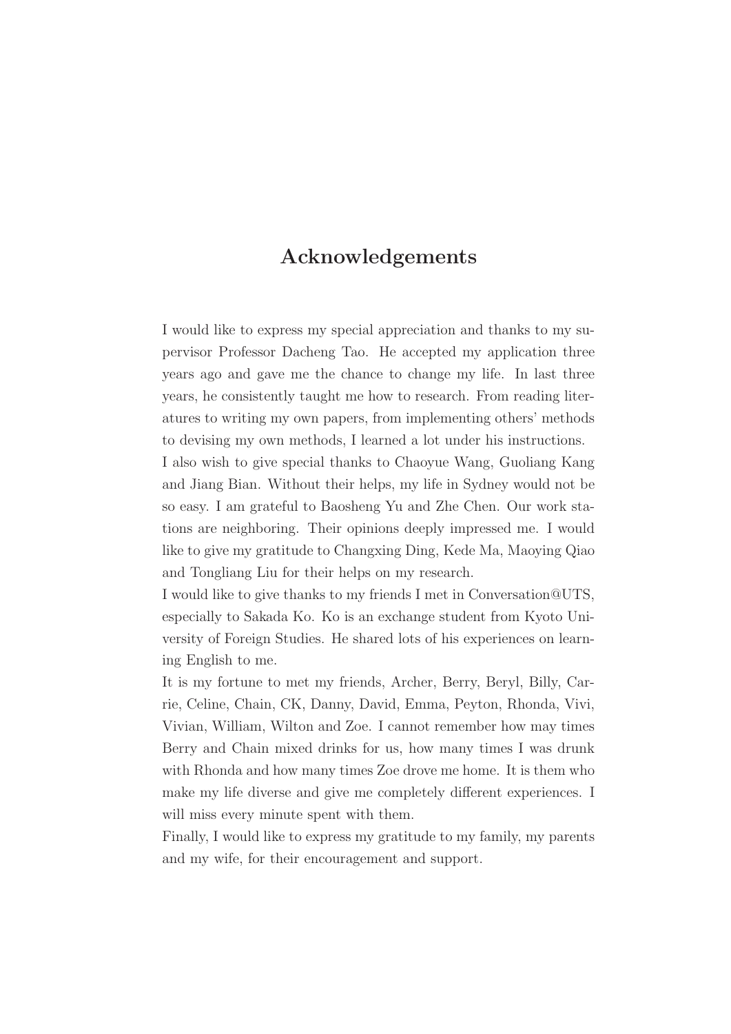# Acknowledgements

I would like to express my special appreciation and thanks to my supervisor Professor Dacheng Tao. He accepted my application three years ago and gave me the chance to change my life. In last three years, he consistently taught me how to research. From reading literatures to writing my own papers, from implementing others' methods to devising my own methods, I learned a lot under his instructions.

I also wish to give special thanks to Chaoyue Wang, Guoliang Kang and Jiang Bian. Without their helps, my life in Sydney would not be so easy. I am grateful to Baosheng Yu and Zhe Chen. Our work stations are neighboring. Their opinions deeply impressed me. I would like to give my gratitude to Changxing Ding, Kede Ma, Maoying Qiao and Tongliang Liu for their helps on my research.

I would like to give thanks to my friends I met in Conversation@UTS, especially to Sakada Ko. Ko is an exchange student from Kyoto University of Foreign Studies. He shared lots of his experiences on learning English to me.

It is my fortune to met my friends, Archer, Berry, Beryl, Billy, Carrie, Celine, Chain, CK, Danny, David, Emma, Peyton, Rhonda, Vivi, Vivian, William, Wilton and Zoe. I cannot remember how may times Berry and Chain mixed drinks for us, how many times I was drunk with Rhonda and how many times Zoe drove me home. It is them who make my life diverse and give me completely different experiences. I will miss every minute spent with them.

Finally, I would like to express my gratitude to my family, my parents and my wife, for their encouragement and support.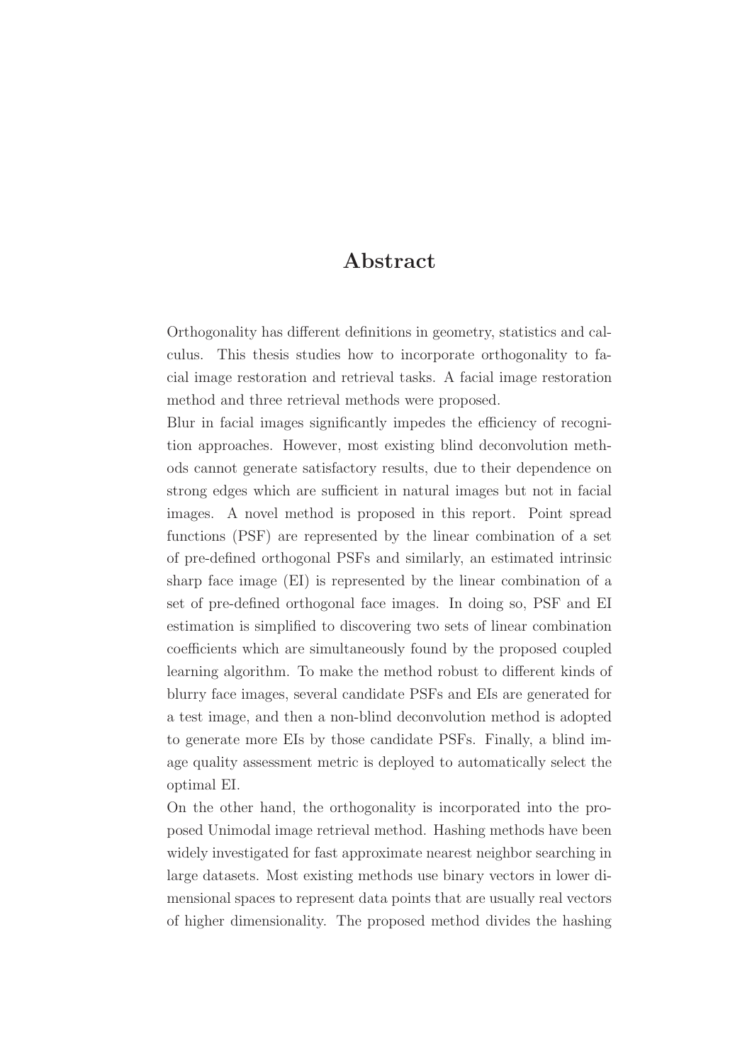# Abstract

Orthogonality has different definitions in geometry, statistics and calculus. This thesis studies how to incorporate orthogonality to facial image restoration and retrieval tasks. A facial image restoration method and three retrieval methods were proposed.

Blur in facial images significantly impedes the efficiency of recognition approaches. However, most existing blind deconvolution methods cannot generate satisfactory results, due to their dependence on strong edges which are sufficient in natural images but not in facial images. A novel method is proposed in this report. Point spread functions (PSF) are represented by the linear combination of a set of pre-defined orthogonal PSFs and similarly, an estimated intrinsic sharp face image (EI) is represented by the linear combination of a set of pre-defined orthogonal face images. In doing so, PSF and EI estimation is simplified to discovering two sets of linear combination coefficients which are simultaneously found by the proposed coupled learning algorithm. To make the method robust to different kinds of blurry face images, several candidate PSFs and EIs are generated for a test image, and then a non-blind deconvolution method is adopted to generate more EIs by those candidate PSFs. Finally, a blind image quality assessment metric is deployed to automatically select the optimal EI.

On the other hand, the orthogonality is incorporated into the proposed Unimodal image retrieval method. Hashing methods have been widely investigated for fast approximate nearest neighbor searching in large datasets. Most existing methods use binary vectors in lower dimensional spaces to represent data points that are usually real vectors of higher dimensionality. The proposed method divides the hashing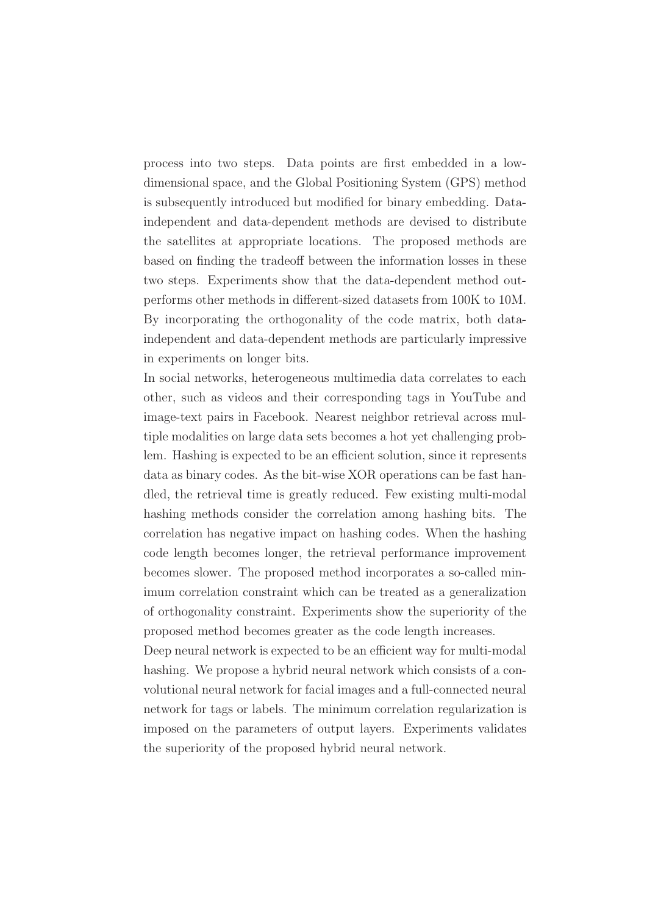process into two steps. Data points are first embedded in a low-dimensional space, and the Global Positioning System (GPS) method is subsequently introduced but modified for binary embedding. Data-independent and data-dependent methods are devised to distribute the satellites at appropriate locations. The proposed methods are based on finding the tradeoff between the information losses in these two steps. Experiments show that the data-dependent method outperforms other methods in different-sized datasets from 100K to 10M. By incorporating the orthogonality of the code matrix, both data-independent and data-dependent methods are particularly impressive in experiments on longer bits.

In social networks, heterogeneous multimedia data correlates to each other, such as videos and their corresponding tags in YouTube and image-text pairs in Facebook. Nearest neighbor retrieval across multiple modalities on large data sets becomes a hot yet challenging problem. Hashing is expected to be an efficient solution, since it represents data as binary codes. As the bit-wise XOR operations can be fast handled, the retrieval time is greatly reduced. Few existing multi-modal hashing methods consider the correlation among hashing bits. The correlation has negative impact on hashing codes. When the hashing code length becomes longer, the retrieval performance improvement becomes slower. The proposed method incorporates a so-called minimum correlation constraint which can be treated as a generalization of orthogonality constraint. Experiments show the superiority of the proposed method becomes greater as the code length increases.

Deep neural network is expected to be an efficient way for multi-modal hashing. We propose a hybrid neural network which consists of a convolutional neural network for facial images and a full-connected neural network for tags or labels. The minimum correlation regularization is imposed on the parameters of output layers. Experiments validates the superiority of the proposed hybrid neural network.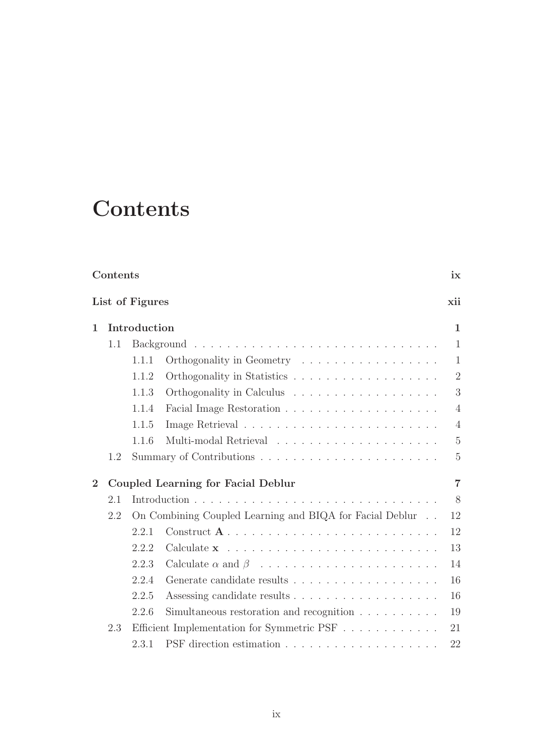# Contents

| | | |
|---|---|---|
| **Contents** | | **ix** |
| **List of Figures** | | **xii** |
| **1** | **Introduction** | **1** |
| 1.1 | Background | 1 |
| 1.1.1 | Orthogonality in Geometry | 1 |
| 1.1.2 | Orthogonality in Statistics | 2 |
| 1.1.3 | Orthogonality in Calculus | 3 |
| 1.1.4 | Facial Image Restoration | 4 |
| 1.1.5 | Image Retrieval | 4 |
| 1.1.6 | Multi-modal Retrieval | 5 |
| 1.2 | Summary of Contributions | 5 |
| **2** | **Coupled Learning for Facial Deblur** | **7** |
| 2.1 | Introduction | 8 |
| 2.2 | On Combining Coupled Learning and BIQA for Facial Deblur | 12 |
| 2.2.1 | Construct $\mathbf{A}$ | 12 |
| 2.2.2 | Calculate $\mathbf{x}$ | 13 |
| 2.2.3 | Calculate $\alpha$ and $\beta$ | 14 |
| 2.2.4 | Generate candidate results | 16 |
| 2.2.5 | Assessing candidate results | 16 |
| 2.2.6 | Simultaneous restoration and recognition | 19 |
| 2.3 | Efficient Implementation for Symmetric PSF | 21 |
| 2.3.1 | PSF direction estimation | 22 |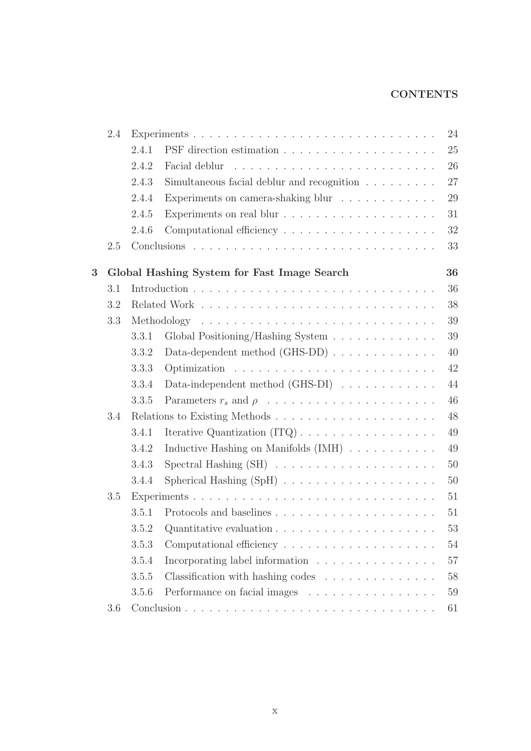| | | | |
|---|---|---|---|
| 2.4 | | Experiments | 24 |
| | 2.4.1 | PSF direction estimation | 25 |
| | 2.4.2 | Facial deblur | 26 |
| | 2.4.3 | Simultaneous facial deblur and recognition | 27 |
| | 2.4.4 | Experiments on camera-shaking blur | 29 |
| | 2.4.5 | Experiments on real blur | 31 |
| | 2.4.6 | Computational efficiency | 32 |
| 2.5 | | Conclusions | 33 |
| **3** | | **Global Hashing System for Fast Image Search** | **36** |
| 3.1 | | Introduction | 36 |
| 3.2 | | Related Work | 38 |
| 3.3 | | Methodology | 39 |
| | 3.3.1 | Global Positioning/Hashing System | 39 |
| | 3.3.2 | Data-dependent method (GHS-DD) | 40 |
| | 3.3.3 | Optimization | 42 |
| | 3.3.4 | Data-independent method (GHS-DI) | 44 |
| | 3.3.5 | Parameters $r_s$ and $\rho$ | 46 |
| 3.4 | | Relations to Existing Methods | 48 |
| | 3.4.1 | Iterative Quantization (ITQ) | 49 |
| | 3.4.2 | Inductive Hashing on Manifolds (IMH) | 49 |
| | 3.4.3 | Spectral Hashing (SH) | 50 |
| | 3.4.4 | Spherical Hashing (SpH) | 50 |
| 3.5 | | Experiments | 51 |
| | 3.5.1 | Protocols and baselines | 51 |
| | 3.5.2 | Quantitative evaluation | 53 |
| | 3.5.3 | Computational efficiency | 54 |
| | 3.5.4 | Incorporating label information | 57 |
| | 3.5.5 | Classification with hashing codes | 58 |
| | 3.5.6 | Performance on facial images | 59 |
| 3.6 | | Conclusion | 61 |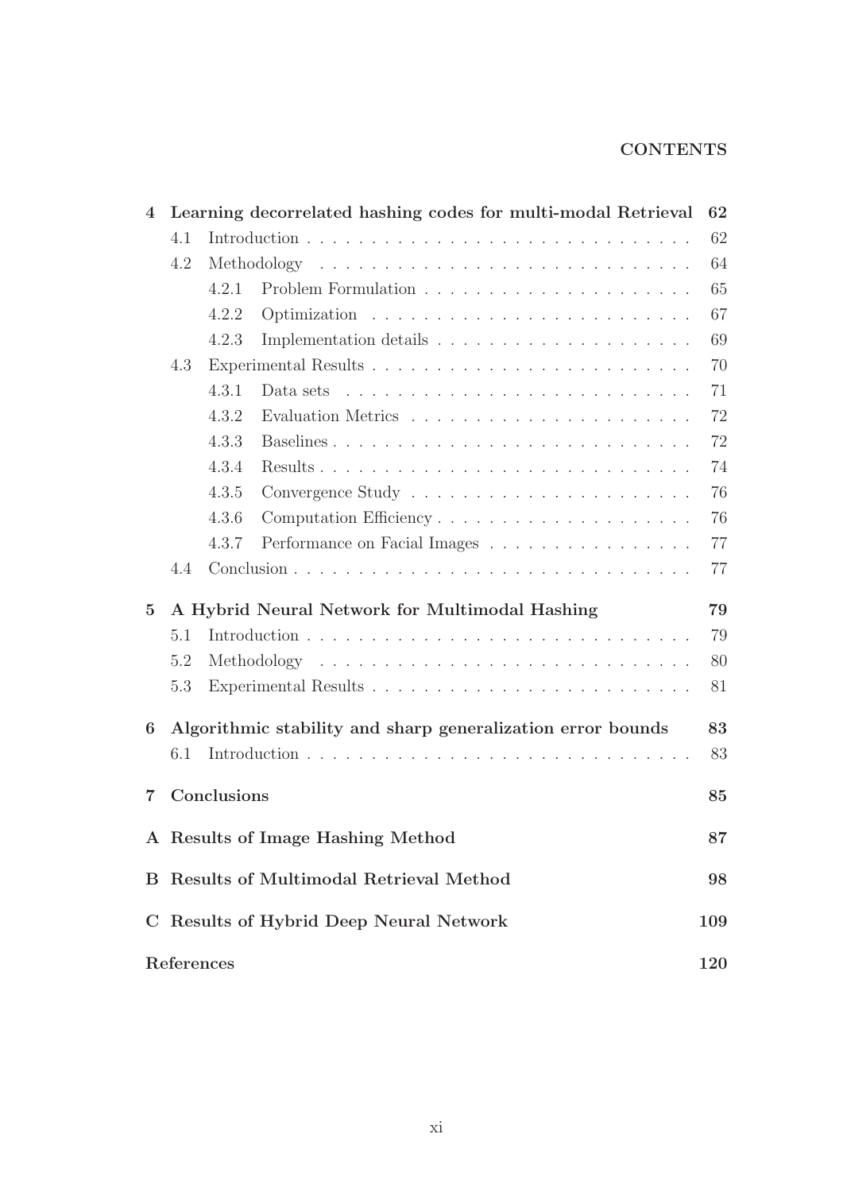| | | | |
|---|---|---|---|
| **4** | **Learning decorrelated hashing codes for multi-modal Retrieval** | | **62** |
| | 4.1 | Introduction | 62 |
| | 4.2 | Methodology | 64 |
| | | 4.2.1 Problem Formulation | 65 |
| | | 4.2.2 Optimization | 67 |
| | | 4.2.3 Implementation details | 69 |
| | 4.3 | Experimental Results | 70 |
| | | 4.3.1 Data sets | 71 |
| | | 4.3.2 Evaluation Metrics | 72 |
| | | 4.3.3 Baselines | 72 |
| | | 4.3.4 Results | 74 |
| | | 4.3.5 Convergence Study | 76 |
| | | 4.3.6 Computation Efficiency | 76 |
| | | 4.3.7 Performance on Facial Images | 77 |
| | 4.4 | Conclusion | 77 |
| **5** | **A Hybrid Neural Network for Multimodal Hashing** | | **79** |
| | 5.1 | Introduction | 79 |
| | 5.2 | Methodology | 80 |
| | 5.3 | Experimental Results | 81 |
| **6** | **Algorithmic stability and sharp generalization error bounds** | | **83** |
| | 6.1 | Introduction | 83 |
| **7** | **Conclusions** | | **85** |
| **A** | **Results of Image Hashing Method** | | **87** |
| **B** | **Results of Multimodal Retrieval Method** | | **98** |
| **C** | **Results of Hybrid Deep Neural Network** | | **109** |
| | **References** | | **120** |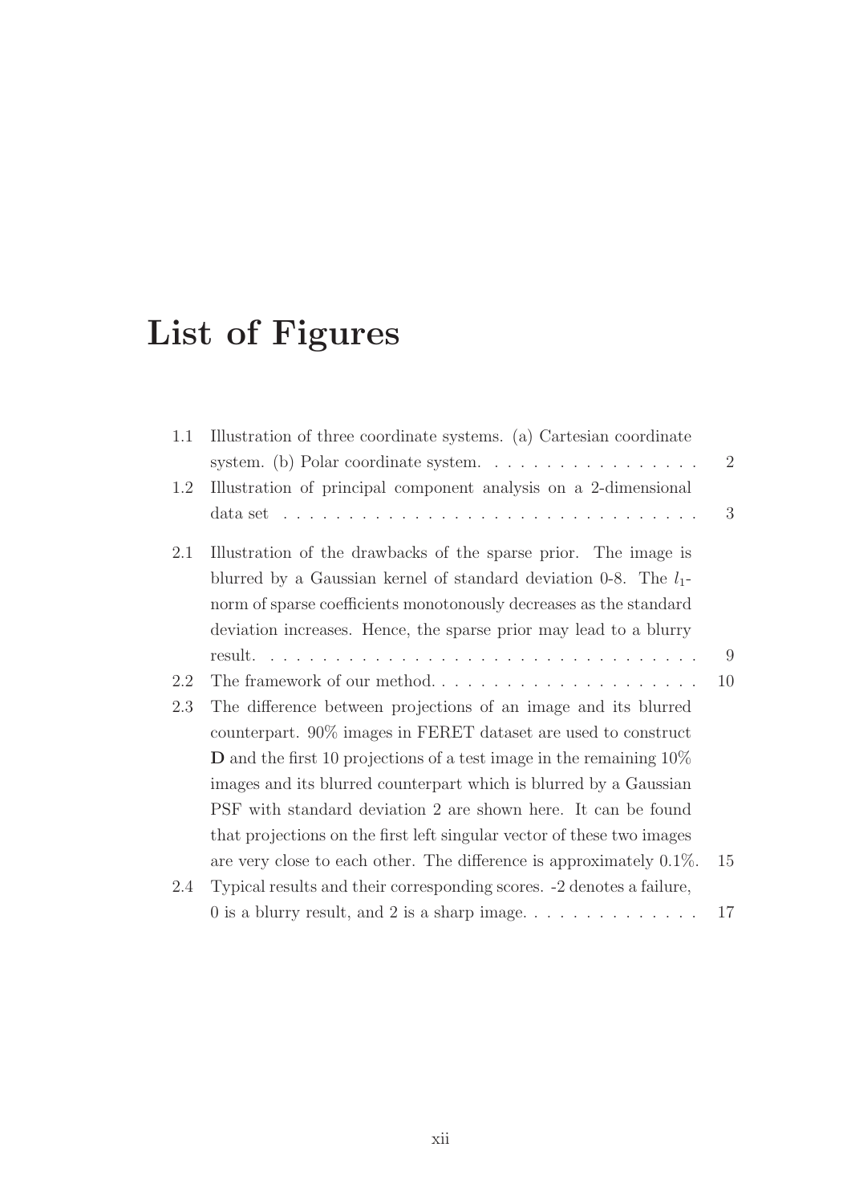# List of Figures

1.1 Illustration of three coordinate systems. (a) Cartesian coordinate system. (b) Polar coordinate system. . . . . . . . . . . . . . . . . 2

1.2 Illustration of principal component analysis on a 2-dimensional data set . . . . . . . . . . . . . . . . . . . . . . . . . . . . . . . . 3

2.1 Illustration of the drawbacks of the sparse prior. The image is blurred by a Gaussian kernel of standard deviation 0-8. The $l_1$-norm of sparse coefficients monotonously decreases as the standard deviation increases. Hence, the sparse prior may lead to a blurry result. . . . . . . . . . . . . . . . . . . . . . . . . . . . . . . . . . 9

2.2 The framework of our method. . . . . . . . . . . . . . . . . . . . . . . 10

2.3 The difference between projections of an image and its blurred counterpart. 90% images in FERET dataset are used to construct **D** and the first 10 projections of a test image in the remaining 10% images and its blurred counterpart which is blurred by a Gaussian PSF with standard deviation 2 are shown here. It can be found that projections on the first left singular vector of these two images are very close to each other. The difference is approximately 0.1%. 15

2.4 Typical results and their corresponding scores. -2 denotes a failure, 0 is a blurry result, and 2 is a sharp image. . . . . . . . . . . . . . 17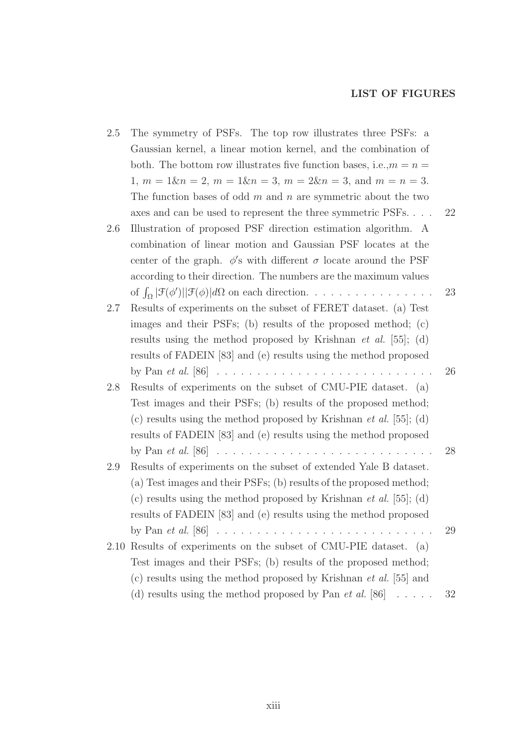**LIST OF FIGURES**

2.5 The symmetry of PSFs. The top row illustrates three PSFs: a Gaussian kernel, a linear motion kernel, and the combination of both. The bottom row illustrates five function bases, i.e.,$m = n = 1$, $m = 1 \& n = 2$, $m = 1 \& n = 3$, $m = 2 \& n = 3$, and $m = n = 3$. The function bases of odd $m$ and $n$ are symmetric about the two axes and can be used to represent the three symmetric PSFs. . . . 22

2.6 Illustration of proposed PSF direction estimation algorithm. A combination of linear motion and Gaussian PSF locates at the center of the graph. $\phi'$s with different $\sigma$ locate around the PSF according to their direction. The numbers are the maximum values of $\int_{\Omega} |\mathcal{F}(\phi')||\mathcal{F}(\phi)| d\Omega$ on each direction. . . . . . . . . . . . . . . . 23

2.7 Results of experiments on the subset of FERET dataset. (a) Test images and their PSFs; (b) results of the proposed method; (c) results using the method proposed by Krishnan *et al.* [55]; (d) results of FADEIN [83] and (e) results using the method proposed by Pan *et al.* [86] . . . . . . . . . . . . . . . . . . . . . . . . . . 26

2.8 Results of experiments on the subset of CMU-PIE dataset. (a) Test images and their PSFs; (b) results of the proposed method; (c) results using the method proposed by Krishnan *et al.* [55]; (d) results of FADEIN [83] and (e) results using the method proposed by Pan *et al.* [86] . . . . . . . . . . . . . . . . . . . . . . . . . . 28

2.9 Results of experiments on the subset of extended Yale B dataset. (a) Test images and their PSFs; (b) results of the proposed method; (c) results using the method proposed by Krishnan *et al.* [55]; (d) results of FADEIN [83] and (e) results using the method proposed by Pan *et al.* [86] . . . . . . . . . . . . . . . . . . . . . . . . . . 29

2.10 Results of experiments on the subset of CMU-PIE dataset. (a) Test images and their PSFs; (b) results of the proposed method; (c) results using the method proposed by Krishnan *et al.* [55] and (d) results using the method proposed by Pan *et al.* [86] . . . . . 32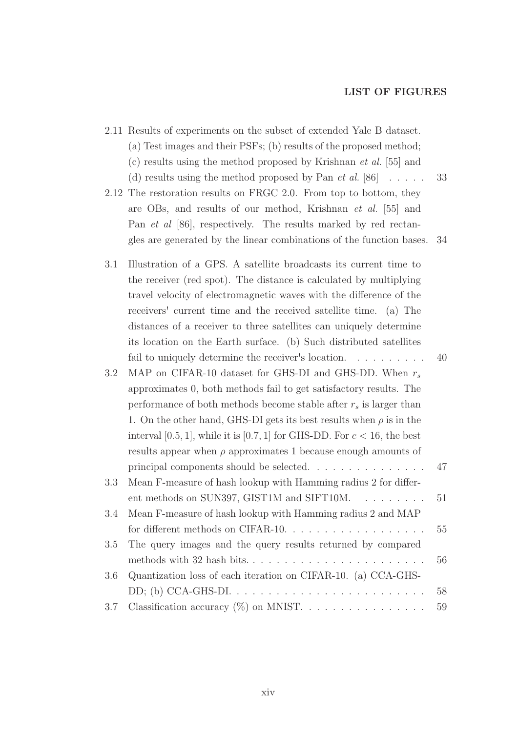**LIST OF FIGURES**

2.11 Results of experiments on the subset of extended Yale B dataset. (a) Test images and their PSFs; (b) results of the proposed method; (c) results using the method proposed by Krishnan *et al.* [55] and (d) results using the method proposed by Pan *et al.* [86] . . . . . 33

2.12 The restoration results on FRGC 2.0. From top to bottom, they are OBs, and results of our method, Krishnan *et al.* [55] and Pan *et al* [86], respectively. The results marked by red rectangles are generated by the linear combinations of the function bases. 34

3.1 Illustration of a GPS. A satellite broadcasts its current time to the receiver (red spot). The distance is calculated by multiplying travel velocity of electromagnetic waves with the difference of the receivers' current time and the received satellite time. (a) The distances of a receiver to three satellites can uniquely determine its location on the Earth surface. (b) Such distributed satellites fail to uniquely determine the receiver's location. . . . . . . . . . 40

3.2 MAP on CIFAR-10 dataset for GHS-DI and GHS-DD. When $r_s$ approximates 0, both methods fail to get satisfactory results. The performance of both methods become stable after $r_s$ is larger than 1. On the other hand, GHS-DI gets its best results when $\rho$ is in the interval $[0.5, 1]$, while it is $[0.7, 1]$ for GHS-DD. For $c < 16$, the best results appear when $\rho$ approximates 1 because enough amounts of principal components should be selected. . . . . . . . . . . . . . . 47

3.3 Mean F-measure of hash lookup with Hamming radius 2 for different methods on SUN397, GIST1M and SIFT10M. . . . . . . . . 51

3.4 Mean F-measure of hash lookup with Hamming radius 2 and MAP for different methods on CIFAR-10. . . . . . . . . . . . . . . . . . 55

3.5 The query images and the query results returned by compared methods with 32 hash bits. . . . . . . . . . . . . . . . . . . . . . . . 56

3.6 Quantization loss of each iteration on CIFAR-10. (a) CCA-GHS-DD; (b) CCA-GHS-DI. . . . . . . . . . . . . . . . . . . . . . . . . 58

3.7 Classification accuracy (%) on MNIST. . . . . . . . . . . . . . . . 59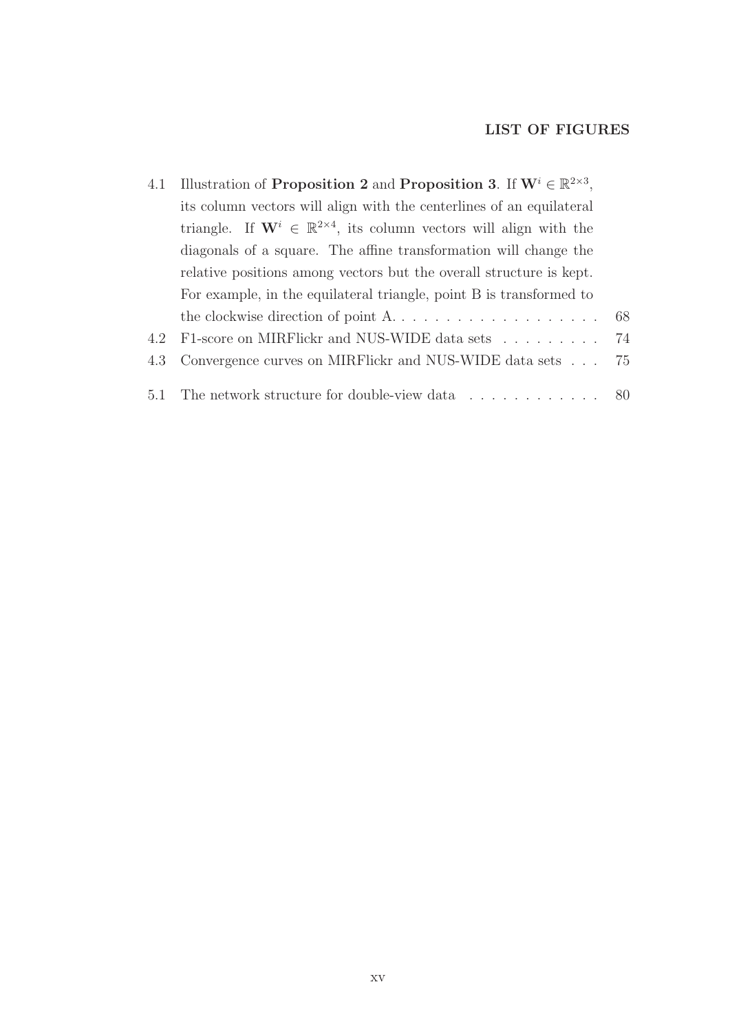# LIST OF FIGURES

4.1 Illustration of **Proposition 2** and **Proposition 3**. If $\mathbf{W}^i \in \mathbb{R}^{2\times 3}$, its column vectors will align with the centerlines of an equilateral triangle. If $\mathbf{W}^i \in \mathbb{R}^{2\times 4}$, its column vectors will align with the diagonals of a square. The affine transformation will change the relative positions among vectors but the overall structure is kept. For example, in the equilateral triangle, point B is transformed to the clockwise direction of point A. . . . . . . . . . . . . . . . . . . . 68

4.2 F1-score on MIRFlickr and NUS-WIDE data sets . . . . . . . . . 74

4.3 Convergence curves on MIRFlickr and NUS-WIDE data sets . . . 75

5.1 The network structure for double-view data . . . . . . . . . . . . 80